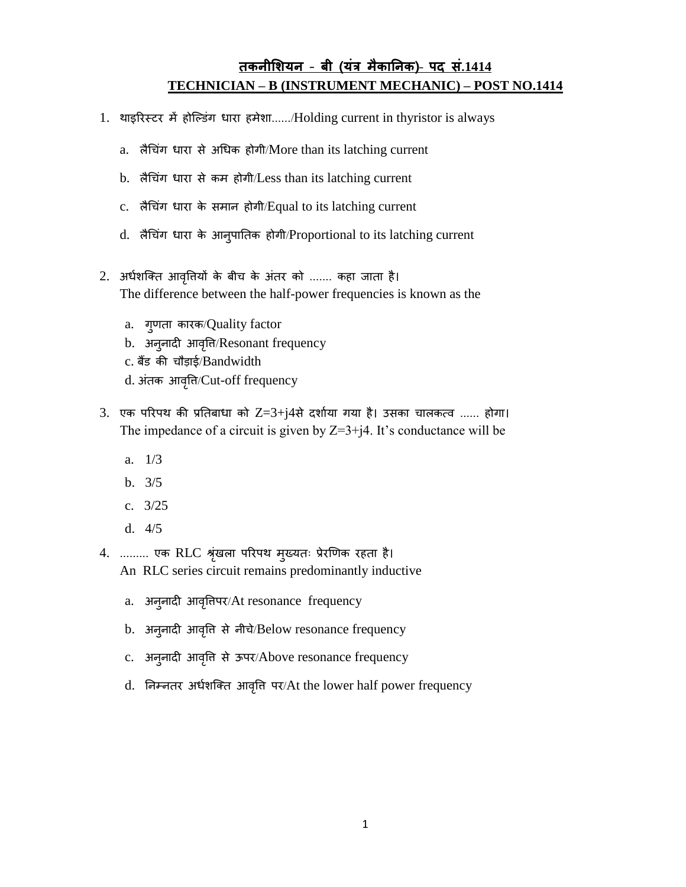# तकनीशियन - बी (यंत्र मैकानिक)- पद सं.1414
# TECHNICIAN – B (INSTRUMENT MECHANIC) – POST NO.1414

1. थाइरिस्टर में होल्डिंग धारा हमेशा....../Holding current in thyristor is always

    a. लैचिंग धारा से अधिक होगी/More than its latching current

    b. लैचिंग धारा से कम होगी/Less than its latching current

    c. लैचिंग धारा के समान होगी/Equal to its latching current

    d. लैचिंग धारा के आनुपातिक होगी/Proportional to its latching current

2. अर्धशक्ति आवृत्तियों के बीच के अंतर को ....... कहा जाता है।
   The difference between the half-power frequencies is known as the

    a. गुणता कारक/Quality factor
    b. अनुनादी आवृत्ति/Resonant frequency
    c. बैंड की चौड़ाई/Bandwidth
    d. अंतक आवृत्ति/Cut-off frequency

3. एक परिपथ की प्रतिबाधा को $Z=3+j4$से दर्शाया गया है। उसका चालकत्व ...... होगा।
   The impedance of a circuit is given by $Z=3+j4$. It's conductance will be

    a. 1/3

    b. 3/5

    c. 3/25

    d. 4/5

4. ......... एक RLC श्रृंखला परिपथ मुख्यतः प्रेरणिक रहता है।
   An RLC series circuit remains predominantly inductive

    a. अनुनादी आवृत्तिपर/At resonance frequency

    b. अनुनादी आवृत्ति से नीचे/Below resonance frequency

    c. अनुनादी आवृत्ति से ऊपर/Above resonance frequency

    d. निम्नतर अर्धशक्ति आवृत्ति पर/At the lower half power frequency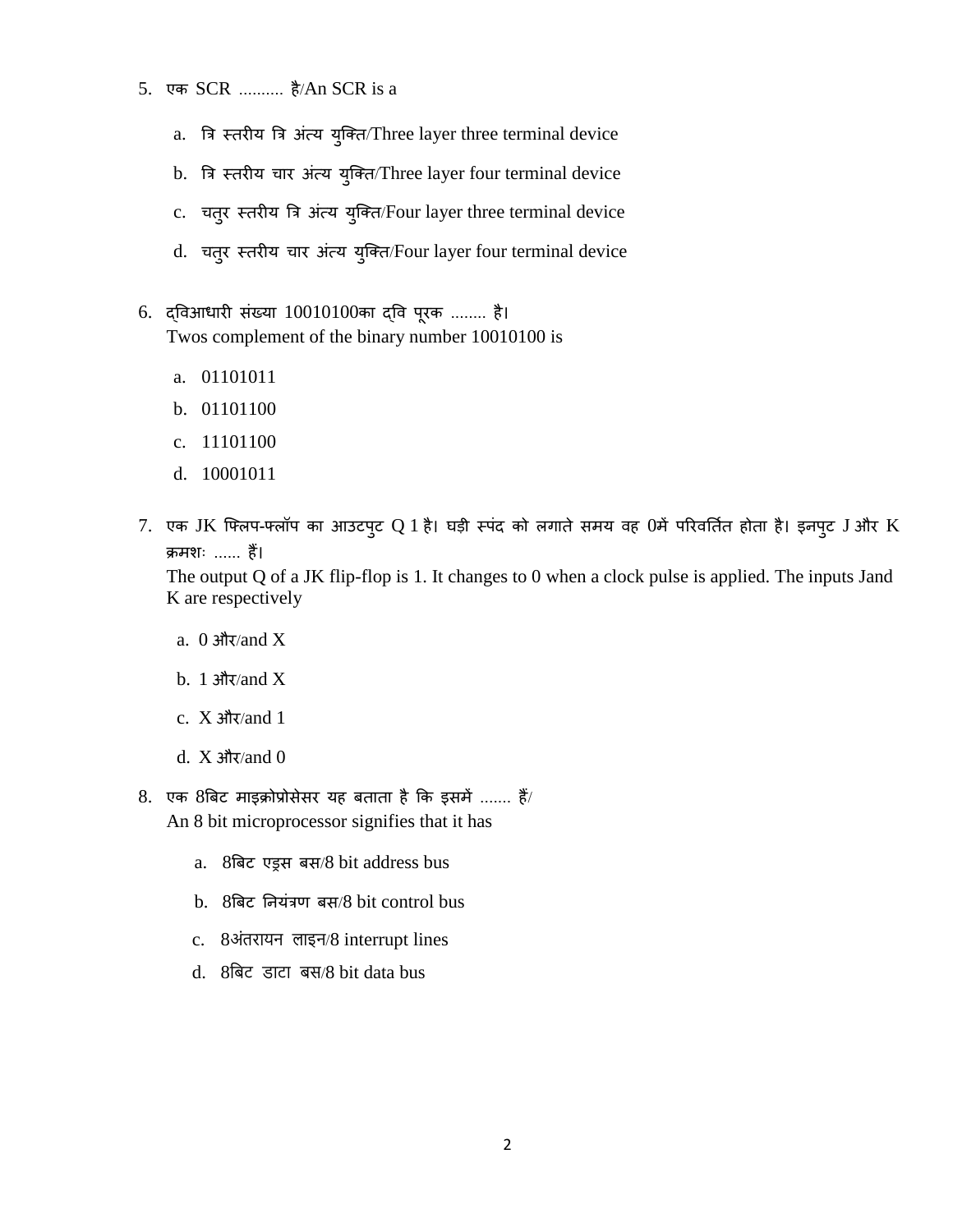5. एक SCR .......... है/An SCR is a

   a. त्रि स्तरीय त्रि अंत्य युक्ति/Three layer three terminal device

   b. त्रि स्तरीय चार अंत्य युक्ति/Three layer four terminal device

   c. चतुर स्तरीय त्रि अंत्य युक्ति/Four layer three terminal device

   d. चतुर स्तरीय चार अंत्य युक्ति/Four layer four terminal device

6. द्विआधारी संख्या 10010100का द्वि पूरक ........ है।
   Twos complement of the binary number 10010100 is

   a. 01101011

   b. 01101100

   c. 11101100

   d. 10001011

7. एक JK फ्लिप-फ्लॉप का आउटपुट Q 1 है। घड़ी स्पंद को लगाते समय वह 0में परिवर्तित होता है। इनपुट J और K क्रमशः ...... हैं।
   The output Q of a JK flip-flop is 1. It changes to 0 when a clock pulse is applied. The inputs Jand K are respectively

   a. 0 और/and X

   b. 1 और/and X

   c. X और/and 1

   d. X और/and 0

8. एक 8बिट माइक्रोप्रोसेसर यह बताता है कि इसमें ....... हैं/
   An 8 bit microprocessor signifies that it has

   a. 8बिट एड्रस बस/8 bit address bus

   b. 8बिट नियंत्रण बस/8 bit control bus

   c. 8अंतरायन लाइन/8 interrupt lines

   d. 8बिट डाटा बस/8 bit data bus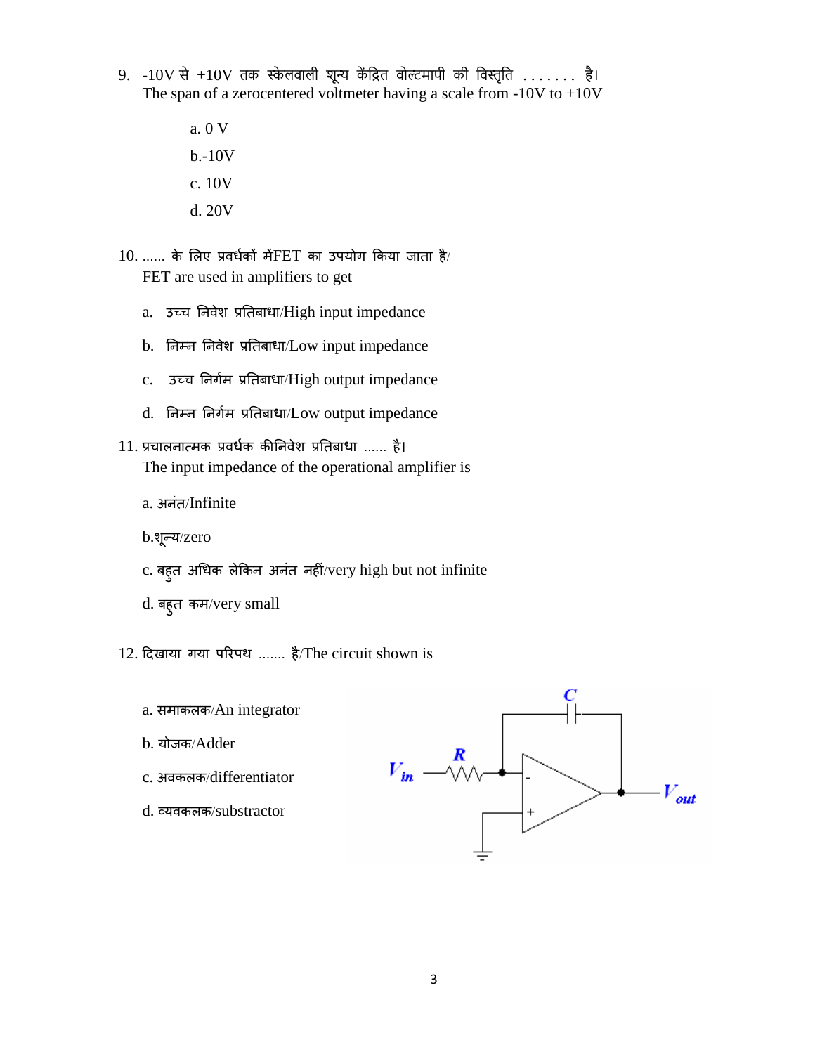9. -10V से +10V तक स्केलवाली शून्य केंद्रित वोल्टमापी की विस्तृति ....... है।
The span of a zerocentered voltmeter having a scale from -10V to +10V

   a. 0 V

   b.-10V

   c. 10V

   d. 20V

10. ...... के लिए प्रवर्धकों मेंFET का उपयोग किया जाता है/
FET are used in amplifiers to get

   a. उच्च निवेश प्रतिबाधा/High input impedance

   b. निम्न निवेश प्रतिबाधा/Low input impedance

   c. उच्च निर्गम प्रतिबाधा/High output impedance

   d. निम्न निर्गम प्रतिबाधा/Low output impedance

11. प्रचालनात्मक प्रवर्धक कीनिवेश प्रतिबाधा ...... है।
The input impedance of the operational amplifier is

   a. अनंत/Infinite

   b.शून्य/zero

   c. बहुत अधिक लेकिन अनंत नहीं/very high but not infinite

   d. बहुत कम/very small

12. दिखाया गया परिपथ ....... है/The circuit shown is

   a. समाकलक/An integrator

   b. योजक/Adder

   c. अवकलक/differentiator

   d. व्यवकलक/substractor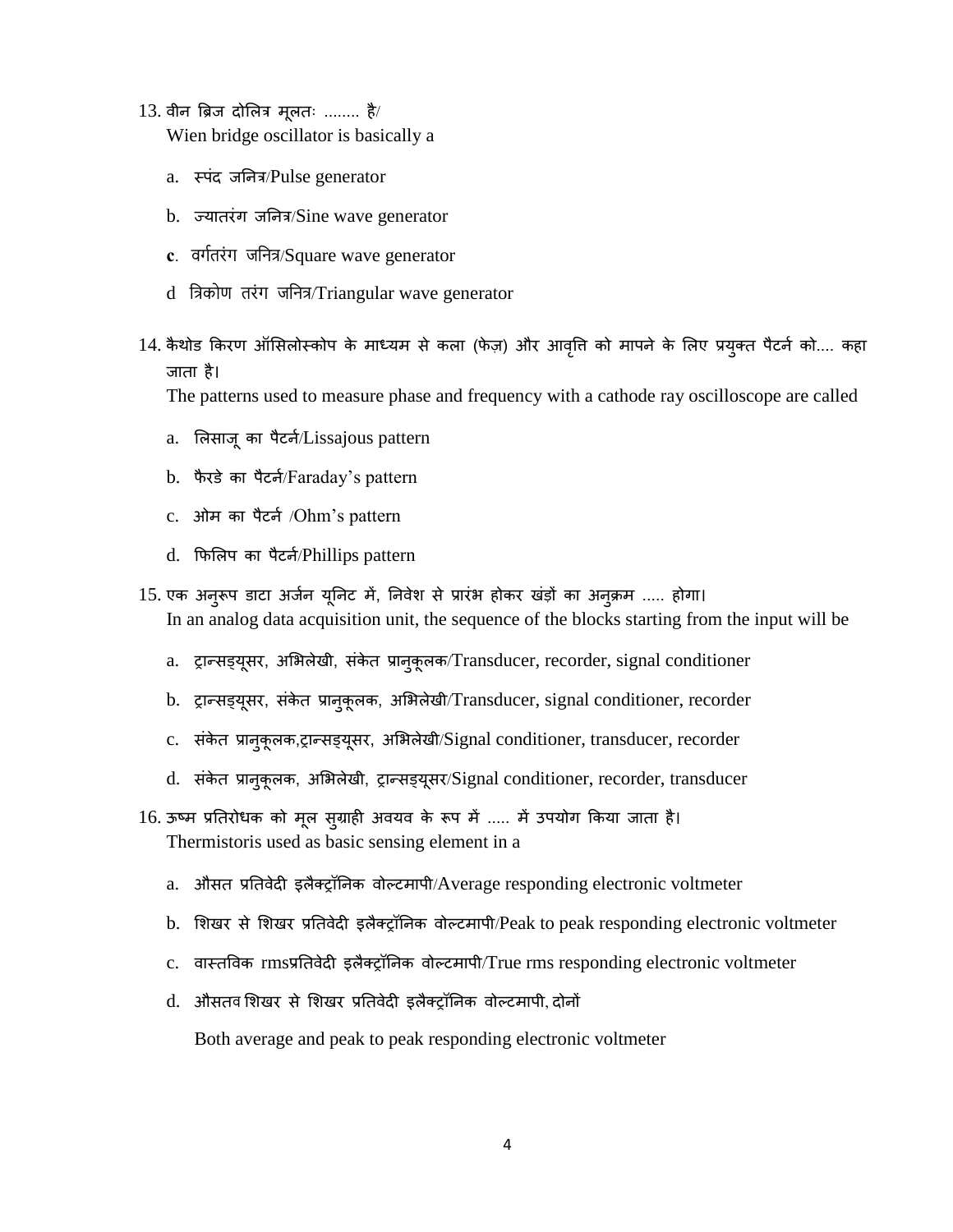13. वीन ब्रिज दोलित्र मूलतः ........ है/
    Wien bridge oscillator is basically a

    a. स्पंद जनित्र/Pulse generator

    b. ज्यातरंग जनित्र/Sine wave generator

    **c**. वर्गतरंग जनित्र/Square wave generator

    d त्रिकोण तरंग जनित्र/Triangular wave generator

14. कैथोड किरण ऑसिलोस्कोप के माध्यम से कला (फेज़) और आवृत्ति को मापने के लिए प्रयुक्त पैटर्न को.... कहा जाता है।
    The patterns used to measure phase and frequency with a cathode ray oscilloscope are called

    a. लिसाजू का पैटर्न/Lissajous pattern

    b. फैरडे का पैटर्न/Faraday's pattern

    c. ओम का पैटर्न /Ohm's pattern

    d. फिलिप का पैटर्न/Phillips pattern

15. एक अनुरूप डाटा अर्जन यूनिट में, निवेश से प्रारंभ होकर खंड़ों का अनुक्रम ..... होगा।
    In an analog data acquisition unit, the sequence of the blocks starting from the input will be

    a. ट्रान्सड्यूसर, अभिलेखी, संकेत प्रानुकूलक/Transducer, recorder, signal conditioner

    b. ट्रान्सड्यूसर, संकेत प्रानुकूलक, अभिलेखी/Transducer, signal conditioner, recorder

    c. संकेत प्रानुकूलक,ट्रान्सड्यूसर, अभिलेखी/Signal conditioner, transducer, recorder

    d. संकेत प्रानुकूलक, अभिलेखी, ट्रान्सड्यूसर/Signal conditioner, recorder, transducer

16. ऊष्म प्रतिरोधक को मूल सुग्राही अवयव के रूप में ..... में उपयोग किया जाता है।
    Thermistoris used as basic sensing element in a

    a. औसत प्रतिवेदी इलेक्ट्रॉनिक वोल्टमापी/Average responding electronic voltmeter

    b. शिखर से शिखर प्रतिवेदी इलैक्ट्रॉनिक वोल्टमापी/Peak to peak responding electronic voltmeter

    c. वास्तविक rmsप्रतिवेदी इलैक्ट्रॉनिक वोल्टमापी/True rms responding electronic voltmeter

    d. औसतव शिखर से शिखर प्रतिवेदी इलैक्ट्रॉनिक वोल्टमापी, दोनों

       Both average and peak to peak responding electronic voltmeter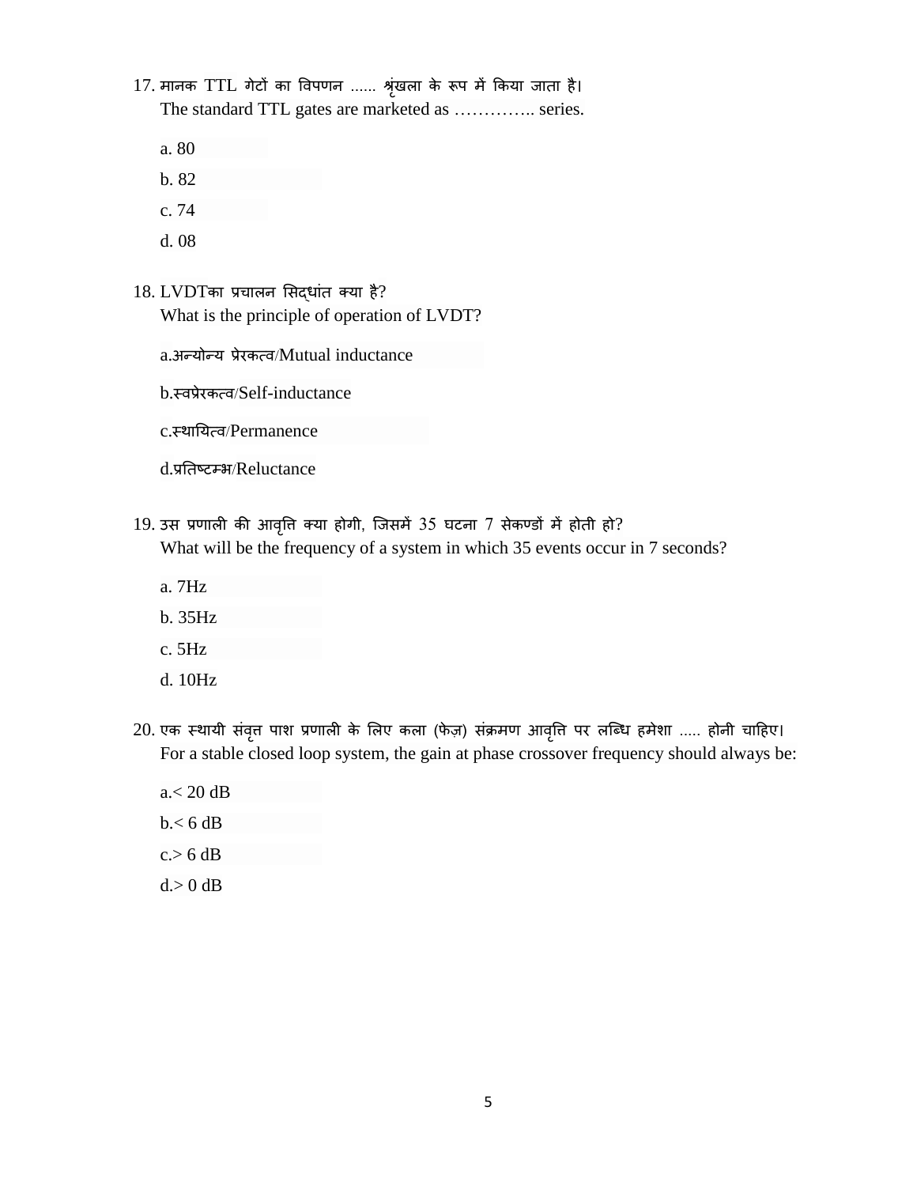17. मानक TTL गेटों का विपणन ...... श्रृंखला के रूप में किया जाता है।
The standard TTL gates are marketed as ………….. series.

a. 80

b. 82

c. 74

d. 08

18. LVDTका प्रचालन सिद्धांत क्या है?
What is the principle of operation of LVDT?

a.अन्योन्य प्रेरकत्व/Mutual inductance

b.स्वप्रेरकत्व/Self-inductance

c.स्थायित्व/Permanence

d.प्रतिष्टम्भ/Reluctance

19. उस प्रणाली की आवृत्ति क्या होगी, जिसमें 35 घटना 7 सेकण्डों में होती हो?
What will be the frequency of a system in which 35 events occur in 7 seconds?

a. 7Hz

b. 35Hz

c. 5Hz

d. 10Hz

20. एक स्थायी संवृत्त पाश प्रणाली के लिए कला (फेज़) संक्रमण आवृत्ति पर लब्धि हमेशा ..... होनी चाहिए।
For a stable closed loop system, the gain at phase crossover frequency should always be:

a.< 20 dB

b.< 6 dB

c.> 6 dB

d.> 0 dB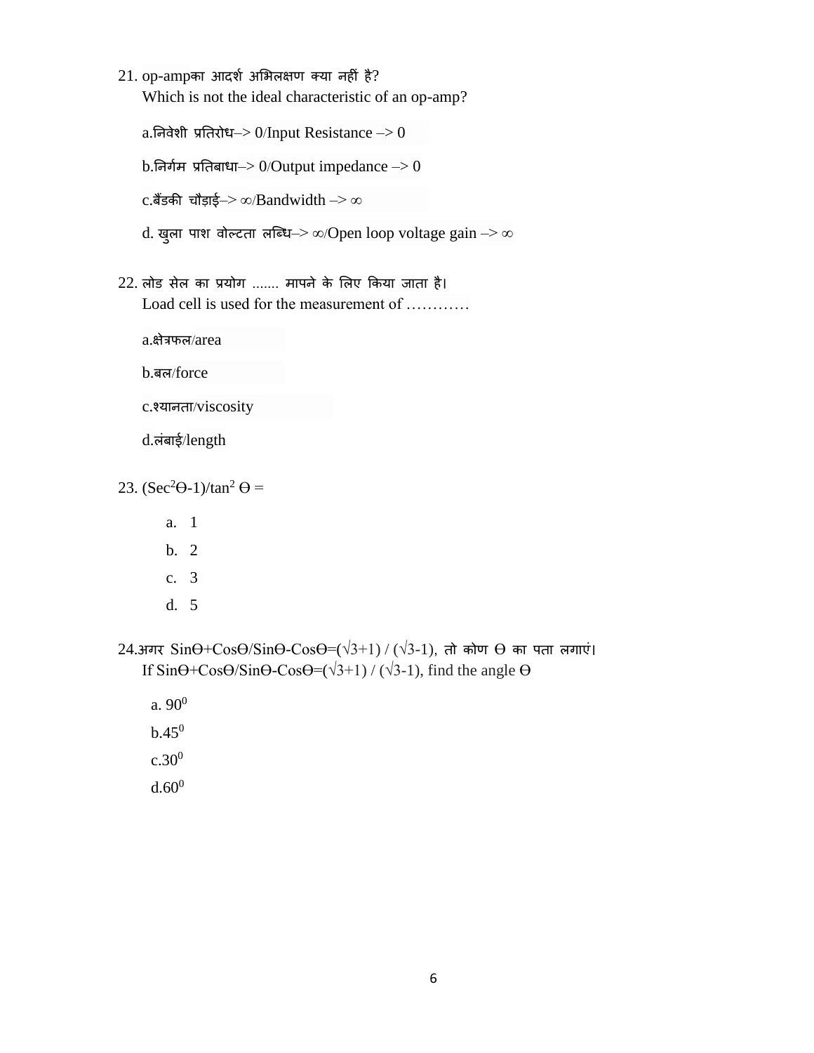21. op-ampका आदर्श अभिलक्षण क्या नहीं है?
    Which is not the ideal characteristic of an op-amp?

    a.निवेशी प्रतिरोध–> 0/Input Resistance –> 0

    b.निर्गम प्रतिबाधा–> 0/Output impedance –> 0

    c.बैंडकी चौड़ाई–> ∞/Bandwidth –> ∞

    d. खुला पाश वोल्टता लब्धि–> ∞/Open loop voltage gain –> ∞

22. लोड सेल का प्रयोग ....... मापने के लिए किया जाता है।
    Load cell is used for the measurement of …………

    a.क्षेत्रफल/area

    b.बल/force

    c.श्यानता/viscosity

    d.लंबाई/length

23. $(\text{Sec}^2\Theta-1)/\tan^2 \Theta =$

    a. 1
    b. 2
    c. 3
    d. 5

24.अगर SinΘ+CosΘ/SinΘ-CosΘ=(√3+1) / (√3-1), तो कोण Θ का पता लगाएं।
    If SinΘ+CosΘ/SinΘ-CosΘ=(√3+1) / (√3-1), find the angle Θ

    a. $90^0$
    b. $45^0$
    c. $30^0$
    d. $60^0$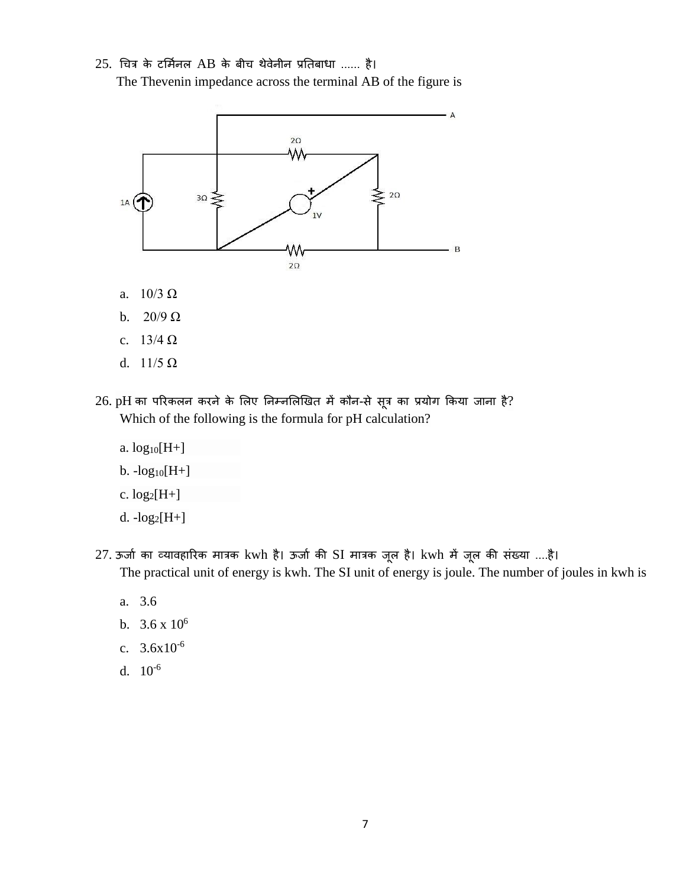25. चित्र के टर्मिनल AB के बीच थेवेनीन प्रतिबाधा ...... है।
The Thevenin impedance across the terminal AB of the figure is

a. 10/3 Ω
b. 20/9 Ω
c. 13/4 Ω
d. 11/5 Ω

26. pH का परिकलन करने के लिए निम्नलिखित में कौन-से सूत्र का प्रयोग किया जाना है?
Which of the following is the formula for pH calculation?

a. $\log_{10}[H+]$
b. $-\log_{10}[H+]$
c. $\log_{2}[H+]$
d. $-\log_{2}[H+]$

27. ऊर्जा का व्यावहारिक मात्रक kwh है। ऊर्जा की SI मात्रक जूल है। kwh में जूल की संख्या ....है।
The practical unit of energy is kwh. The SI unit of energy is joule. The number of joules in kwh is

a. 3.6
b. $3.6 \times 10^{6}$
c. $3.6 \times 10^{-6}$
d. $10^{-6}$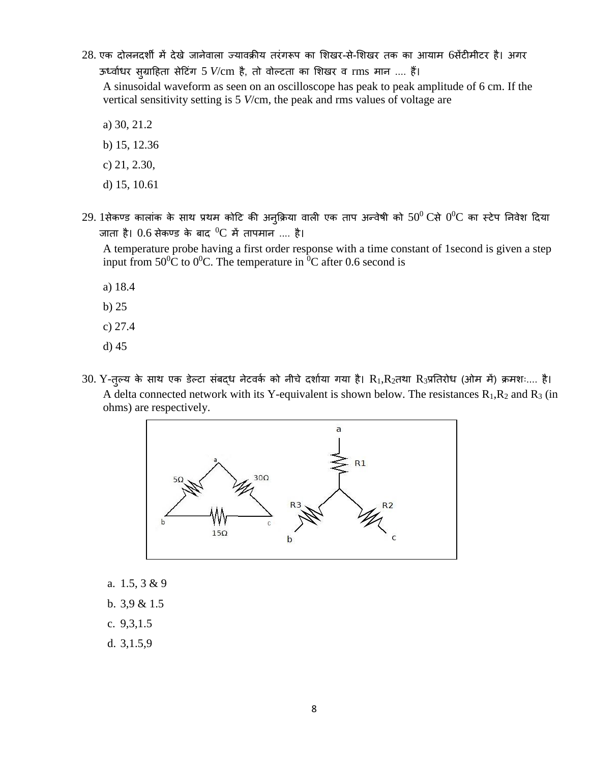28. एक दोलनदर्शी में देखे जानेवाला ज्यावक्रीय तरंगरूप का शिखर-से-शिखर तक का आयाम 6सेंटीमीटर है। अगर ऊर्ध्वाधर सुग्राहिता सेटिंग 5 *V*/cm है, तो वोल्टता का शिखर व rms मान .... हैं।

A sinusoidal waveform as seen on an oscilloscope has peak to peak amplitude of 6 cm. If the vertical sensitivity setting is 5 *V*/cm, the peak and rms values of voltage are

a) 30, 21.2

b) 15, 12.36

c) 21, 2.30,

d) 15, 10.61

29. 1सेकण्ड कालांक के साथ प्रथम कोटि की अनुक्रिया वाली एक ताप अन्वेषी को $50^0$ Cसे $0^0$C का स्टेप निवेश दिया जाता है। 0.6 सेकण्ड के बाद $^0$C में तापमान .... है।

A temperature probe having a first order response with a time constant of 1second is given a step input from $50^0$C to $0^0$C. The temperature in $^0$C after 0.6 second is

a) 18.4

b) 25

c) 27.4

d) 45

30. Y-तुल्य के साथ एक डेल्टा संबद्ध नेटवर्क को नीचे दर्शाया गया है। $R_1$,$R_2$तथा $R_3$प्रतिरोध (ओम में) क्रमशः.... है।

A delta connected network with its Y-equivalent is shown below. The resistances $R_1$,$R_2$ and $R_3$ (in ohms) are respectively.

a. 1.5, 3 & 9

b. 3,9 & 1.5

c. 9,3,1.5

d. 3,1.5,9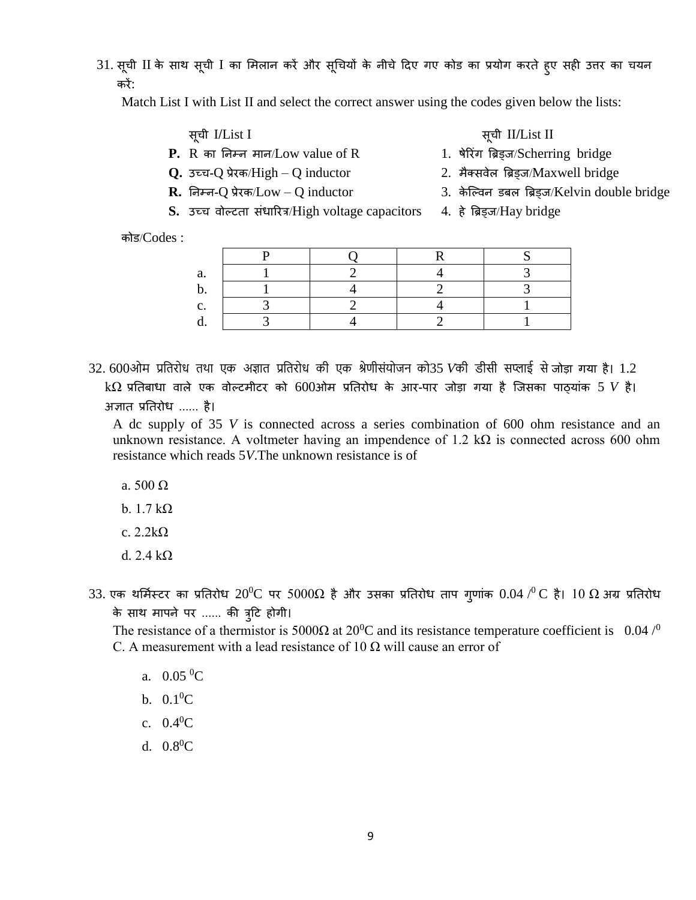31. सूची II के साथ सूची I का मिलान करें और सूचियों के नीचे दिए गए कोड का प्रयोग करते हुए सही उत्तर का चयन करें:

Match List I with List II and select the correct answer using the codes given below the lists:

| सूची I/List I | सूची II/List II |
|---|---|
| **P.** R का निम्न मान/Low value of R | 1. षेरिंग ब्रिड्ज/Scherring bridge |
| **Q.** उच्च-Q प्रेरक/High – Q inductor | 2. मैक्सवेल ब्रिड्ज/Maxwell bridge |
| **R.** निम्न-Q प्रेरक/Low – Q inductor | 3. केल्विन डबल ब्रिड्ज/Kelvin double bridge |
| **S.** उच्च वोल्टता संधारित्र/High voltage capacitors | 4. हे ब्रिड्ज/Hay bridge |

कोड/Codes :

| | P | Q | R | S |
|---|---|---|---|---|
| a. | 1 | 2 | 4 | 3 |
| b. | 1 | 4 | 2 | 3 |
| c. | 3 | 2 | 4 | 1 |
| d. | 3 | 4 | 2 | 1 |

32. 600ओम प्रतिरोध तथा एक अज्ञात प्रतिरोध की एक श्रेणीसंयोजन को35 *V*की डीसी सप्लाई से जोड़ा गया है। 1.2 kΩ प्रतिबाधा वाले एक वोल्टमीटर को 600ओम प्रतिरोध के आर-पार जोड़ा गया है जिसका पाठ्यांक 5 *V* है। अज्ञात प्रतिरोध ...... है।

A dc supply of 35 *V* is connected across a series combination of 600 ohm resistance and an unknown resistance. A voltmeter having an impendence of 1.2 kΩ is connected across 600 ohm resistance which reads 5*V*.The unknown resistance is of

a. 500 Ω

b. 1.7 kΩ

c. 2.2kΩ

d. 2.4 kΩ

33. एक थर्मिस्टर का प्रतिरोध $20^0$C पर 5000Ω है और उसका प्रतिरोध ताप गुणांक 0.04 /$^0$ C है। 10 Ω अग्र प्रतिरोध के साथ मापने पर ...... की त्रुटि होगी।

The resistance of a thermistor is 5000Ω at $20^0$C and its resistance temperature coefficient is 0.04 /$^0$ C. A measurement with a lead resistance of 10 Ω will cause an error of

a. 0.05 $^0$C

b. 0.1$^0$C

c. 0.4$^0$C

d. 0.8$^0$C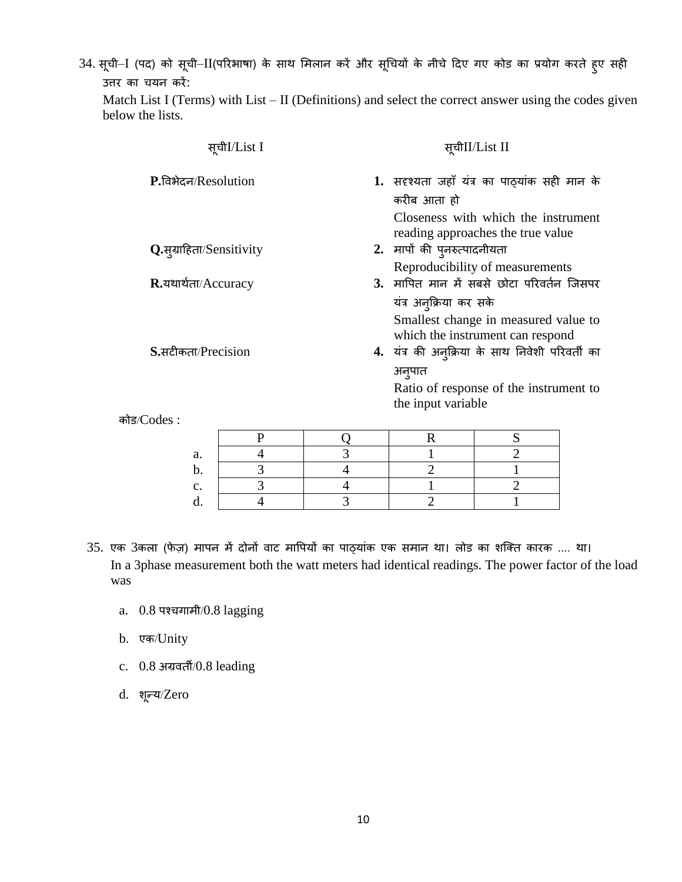34. सूची–I (पद) को सूची–II(परिभाषा) के साथ मिलान करें और सूचियों के नीचे दिए गए कोड का प्रयोग करते हुए सही उत्तर का चयन करें:

Match List I (Terms) with List – II (Definitions) and select the correct answer using the codes given below the lists.

| सूचीI/List I | सूचीII/List II |
|---|---|
| **P.**विभेदन/Resolution | **1.** सदृश्यता जहाँ यंत्र का पाठ्यांक सही मान के करीब आता हो<br>Closeness with which the instrument reading approaches the true value |
| **Q.**सुग्राहिता/Sensitivity | **2.** मापों की पुनरुत्पादनीयता<br>Reproducibility of measurements |
| **R.**यथार्थता/Accuracy | **3.** मापित मान में सबसे छोटा परिवर्तन जिसपर यंत्र अनुक्रिया कर सके<br>Smallest change in measured value to which the instrument can respond |
| **S.**सटीकता/Precision | **4.** यंत्र की अनुक्रिया के साथ निवेशी परिवर्ती का अनुपात<br>Ratio of response of the instrument to the input variable |

कोड/Codes :

| | P | Q | R | S |
|---|---|---|---|---|
| a. | 4 | 3 | 1 | 2 |
| b. | 3 | 4 | 2 | 1 |
| c. | 3 | 4 | 1 | 2 |
| d. | 4 | 3 | 2 | 1 |

35. एक 3कला (फेज़) मापन में दोनों वाट मापियों का पाठ्यांक एक समान था। लोड का शक्ति कारक .... था।

In a 3phase measurement both the watt meters had identical readings. The power factor of the load was

a. 0.8 पश्चगामी/0.8 lagging

b. एक/Unity

c. 0.8 अग्रवर्ती/0.8 leading

d. शून्य/Zero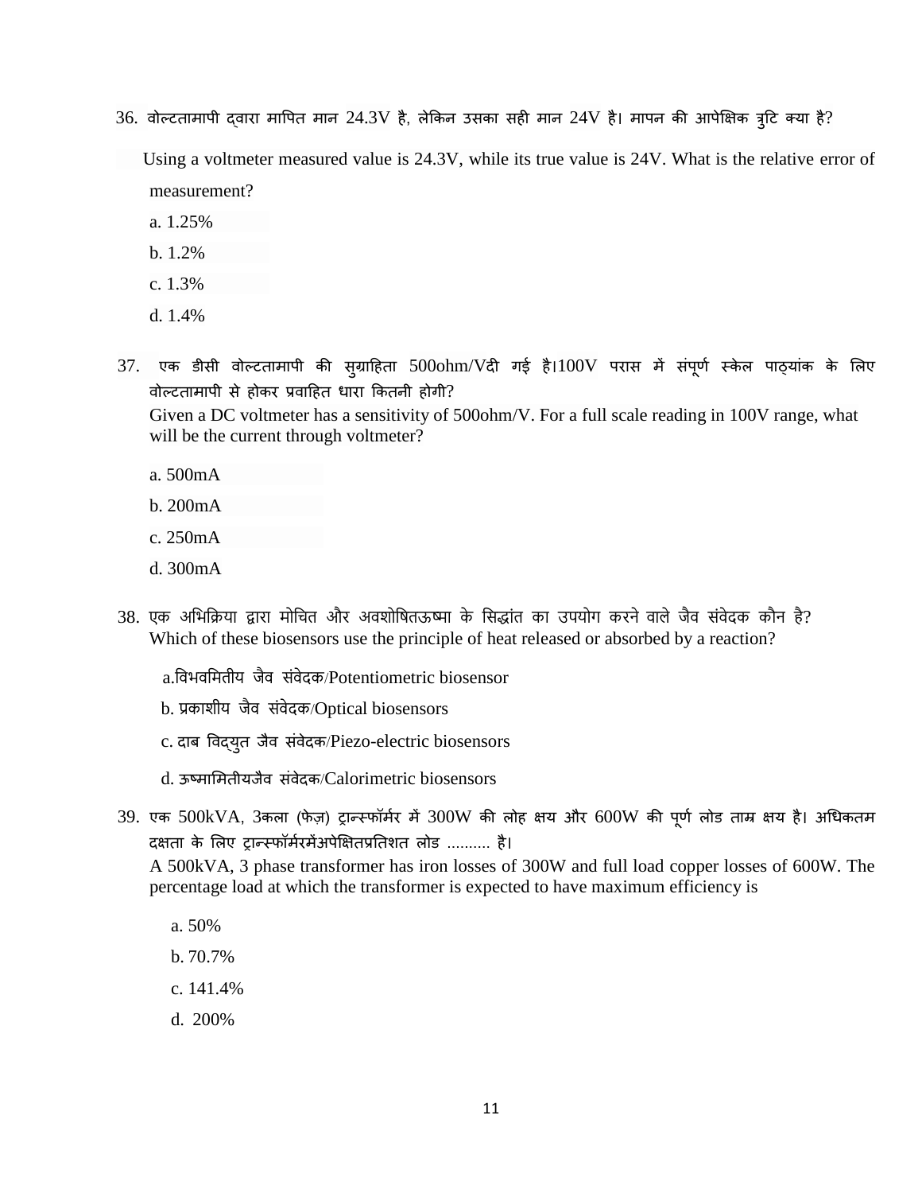36. वोल्टतामापी द्वारा मापित मान 24.3V है, लेकिन उसका सही मान 24V है। मापन की आपेक्षिक त्रुटि क्या है?

Using a voltmeter measured value is 24.3V, while its true value is 24V. What is the relative error of measurement?

a. 1.25%

b. 1.2%

c. 1.3%

d. 1.4%

37. एक डीसी वोल्टतामापी की सुग्राहिता 500ohm/Vदी गई है।100V परास में संपूर्ण स्केल पाठ्यांक के लिए वोल्टतामापी से होकर प्रवाहित धारा कितनी होगी?

Given a DC voltmeter has a sensitivity of 500ohm/V. For a full scale reading in 100V range, what will be the current through voltmeter?

a. 500mA

b. 200mA

c. 250mA

d. 300mA

38. एक अभिक्रिया द्वारा मोचित और अवशोषितऊष्मा के सिद्धांत का उपयोग करने वाले जैव संवेदक कौन है?

Which of these biosensors use the principle of heat released or absorbed by a reaction?

a.विभवमितीय जैव संवेदक/Potentiometric biosensor

b. प्रकाशीय जैव संवेदक/Optical biosensors

c. दाब विद्युत जैव संवेदक/Piezo-electric biosensors

d. ऊष्मामितीयजैव संवेदक/Calorimetric biosensors

39. एक 500kVA, 3कला (फेज़) ट्रान्स्फॉर्मर में 300W की लोह क्षय और 600W की पूर्ण लोड ताम्र क्षय है। अधिकतम दक्षता के लिए ट्रान्स्फॉर्मरमेंअपेक्षितप्रतिशत लोड .......... है।

A 500kVA, 3 phase transformer has iron losses of 300W and full load copper losses of 600W. The percentage load at which the transformer is expected to have maximum efficiency is

a. 50%

b. 70.7%

c. 141.4%

d. 200%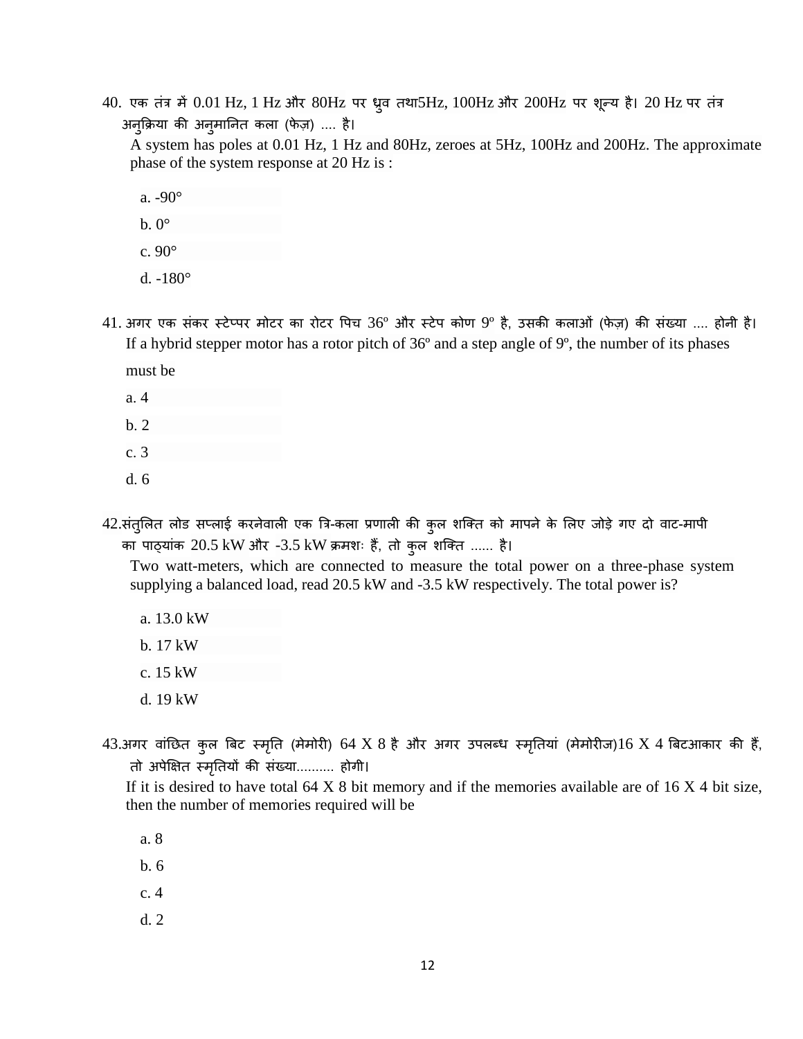40. एक तंत्र में 0.01 Hz, 1 Hz और 80Hz पर ध्रुव तथा5Hz, 100Hz और 200Hz पर शून्य है। 20 Hz पर तंत्र अनुक्रिया की अनुमानित कला (फेज़) .... है।

A system has poles at 0.01 Hz, 1 Hz and 80Hz, zeroes at 5Hz, 100Hz and 200Hz. The approximate phase of the system response at 20 Hz is :

a. -90°

b. 0°

c. 90°

d. -180°

41. अगर एक संकर स्टेप्पर मोटर का रोटर पिच 36º और स्टेप कोण 9º है, उसकी कलाओं (फेज़) की संख्या .... होनी है।

If a hybrid stepper motor has a rotor pitch of 36º and a step angle of 9º, the number of its phases must be

a. 4

b. 2

c. 3

d. 6

42.संतुलित लोड सप्लाई करनेवाली एक त्रि-कला प्रणाली की कुल शक्ति को मापने के लिए जोड़े गए दो वाट-मापी का पाठ्यांक 20.5 kW और -3.5 kW क्रमशः हैं, तो कुल शक्ति ...... है।

Two watt-meters, which are connected to measure the total power on a three-phase system supplying a balanced load, read 20.5 kW and -3.5 kW respectively. The total power is?

a. 13.0 kW

b. 17 kW

c. 15 kW

d. 19 kW

43.अगर वांछित कुल बिट स्मृति (मेमोरी) 64 X 8 है और अगर उपलब्ध स्मृतियां (मेमोरीज)16 X 4 बिटआकार की हैं, तो अपेक्षित स्मृतियों की संख्या.......... होगी।

If it is desired to have total 64 X 8 bit memory and if the memories available are of 16 X 4 bit size, then the number of memories required will be

a. 8

b. 6

c. 4

d. 2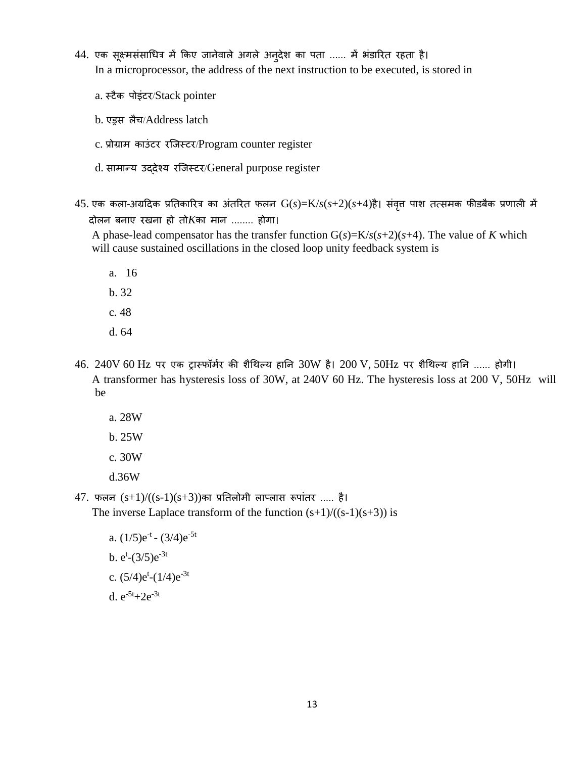44. एक सूक्ष्मसंसाधित्र में किए जानेवाले अगले अनुदेश का पता ...... में भंडारित रहता है।
In a microprocessor, the address of the next instruction to be executed, is stored in

a. स्टैक पोइंटर/Stack pointer

b. एड्रस लैच/Address latch

c. प्रोग्राम काउंटर रजिस्टर/Program counter register

d. सामान्य उद्देश्य रजिस्टर/General purpose register

45. एक कला-अग्रदिक प्रतिकारित्र का अंतरित फलन $G(s)=K/s(s+2)(s+4)$है। संवृत्त पाश तत्समक फीडबैक प्रणाली में दोलन बनाए रखना हो तो$K$का मान ........ होगा।
A phase-lead compensator has the transfer function $G(s)=K/s(s+2)(s+4)$. The value of $K$ which will cause sustained oscillations in the closed loop unity feedback system is

a. 16

b. 32

c. 48

d. 64

46. 240V 60 Hz पर एक ट्रास्फॉर्मर की शैथिल्य हानि 30W है। 200 V, 50Hz पर शैथिल्य हानि ...... होगी।
A transformer has hysteresis loss of 30W, at 240V 60 Hz. The hysteresis loss at 200 V, 50Hz will be

a. 28W

b. 25W

c. 30W

d.36W

47. फलन $(s+1)/((s-1)(s+3))$का प्रतिलोमी लाप्लास रूपांतर ..... है।
The inverse Laplace transform of the function $(s+1)/((s-1)(s+3))$ is

a. $(1/5)e^{-t} - (3/4)e^{-5t}$

b. $e^{t}-(3/5)e^{-3t}$

c. $(5/4)e^{t}-(1/4)e^{-3t}$

d. $e^{-5t}+2e^{-3t}$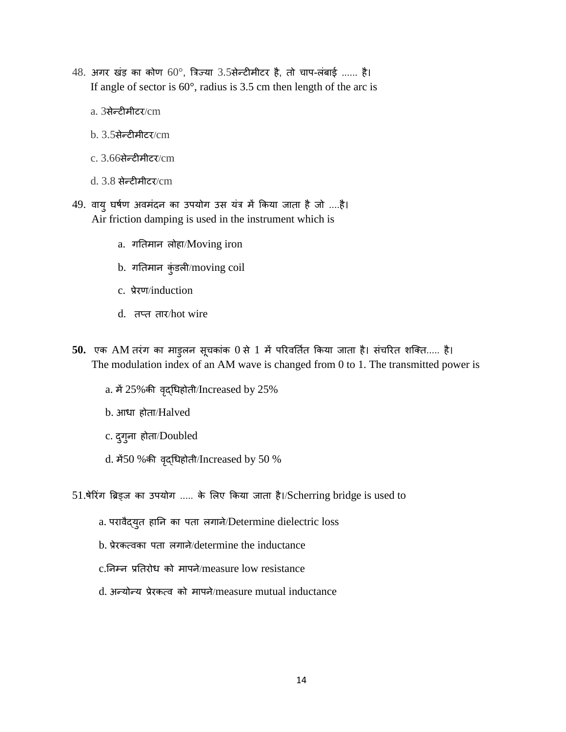48. अगर खंड़ का कोण 60°, त्रिज्या 3.5सेन्टीमीटर है, तो चाप-लंबाई ...... है।
If angle of sector is 60°, radius is 3.5 cm then length of the arc is

a. 3सेन्टीमीटर/cm

b. 3.5सेन्टीमीटर/cm

c. 3.66सेन्टीमीटर/cm

d. 3.8 सेन्टीमीटर/cm

49. वायु घर्षण अवमंदन का उपयोग उस यंत्र में किया जाता है जो ....है।
Air friction damping is used in the instrument which is

a. गतिमान लोहा/Moving iron

b. गतिमान कुंडली/moving coil

c. प्रेरण/induction

d. तप्त तार/hot wire

**50.** एक AM तरंग का माडुलन सूचकांक 0 से 1 में परिवर्तित किया जाता है। संचरित शक्ति..... है।
The modulation index of an AM wave is changed from 0 to 1. The transmitted power is

a. में 25%की वृद्धिहोती/Increased by 25%

b. आधा होता/Halved

c. दुगुना होता/Doubled

d. में50 %की वृद्धिहोती/Increased by 50 %

51.षेरिंग ब्रिड्ज का उपयोग ..... के लिए किया जाता है।/Scherring bridge is used to

a. परावैद्युत हानि का पता लगाने/Determine dielectric loss

b. प्रेरकत्वका पता लगाने/determine the inductance

c.निम्न प्रतिरोध को मापने/measure low resistance

d. अन्योन्य प्रेरकत्व को मापने/measure mutual inductance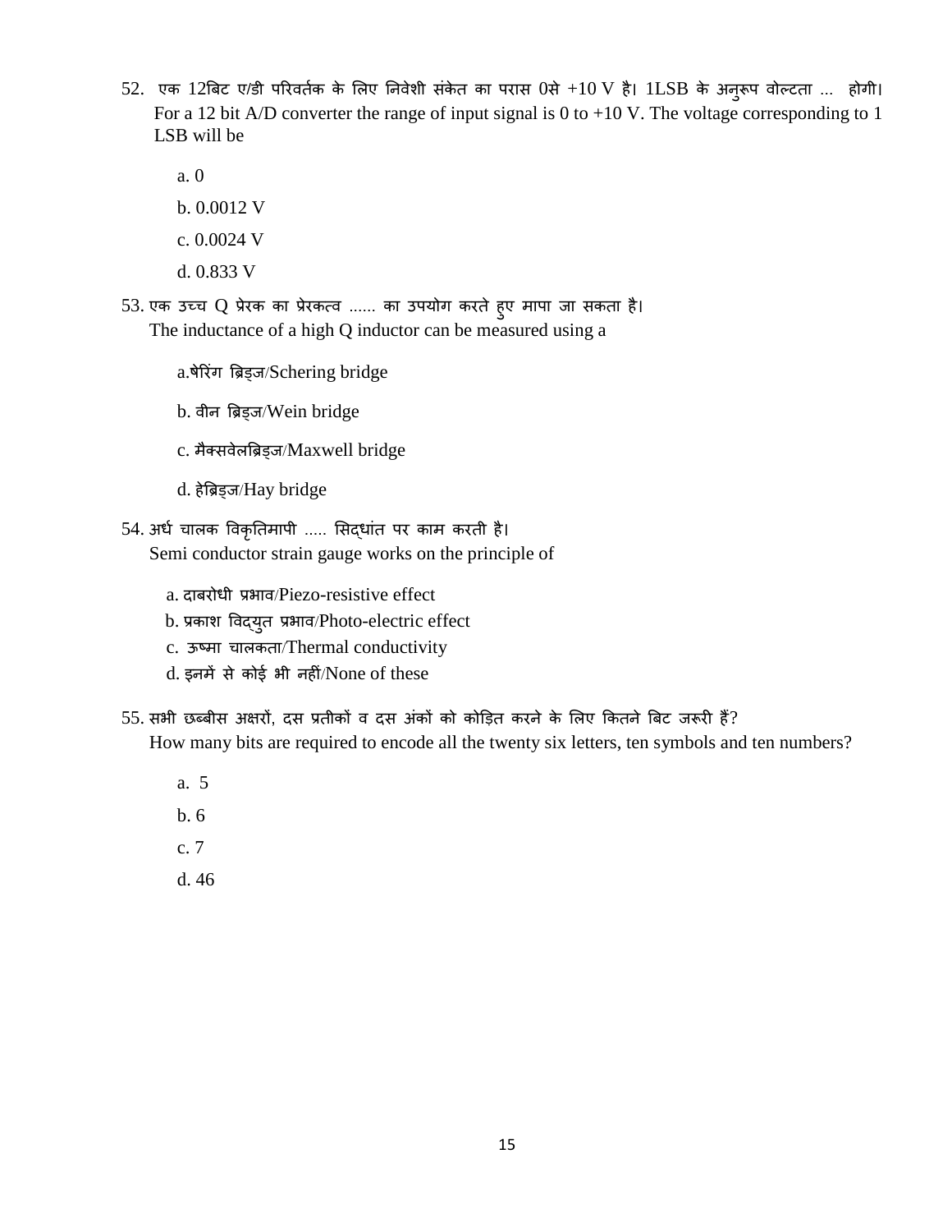52. एक 12बिट ए/डी परिवर्तक के लिए निवेशी संकेत का परास 0से +10 V है। 1LSB के अनुरूप वोल्टता ... होगी।
For a 12 bit A/D converter the range of input signal is 0 to +10 V. The voltage corresponding to 1 LSB will be

a. 0

b. 0.0012 V

c. 0.0024 V

d. 0.833 V

53. एक उच्च Q प्रेरक का प्रेरकत्व ...... का उपयोग करते हुए मापा जा सकता है।
The inductance of a high Q inductor can be measured using a

a.षेरिंग ब्रिड्ज/Schering bridge

b. वीन ब्रिड्ज/Wein bridge

c. मैक्सवेलब्रिड्ज/Maxwell bridge

d. हेब्रिड्ज/Hay bridge

54. अर्ध चालक विकृतिमापी ..... सिद्धांत पर काम करती है।
Semi conductor strain gauge works on the principle of

a. दाबरोधी प्रभाव/Piezo-resistive effect
b. प्रकाश विद्युत प्रभाव/Photo-electric effect
c. ऊष्मा चालकता/Thermal conductivity
d. इनमें से कोई भी नहीं/None of these

55. सभी छब्बीस अक्षरों, दस प्रतीकों व दस अंकों को कोड़ित करने के लिए कितने बिट जरूरी हैं?
How many bits are required to encode all the twenty six letters, ten symbols and ten numbers?

a. 5

b. 6

c. 7

d. 46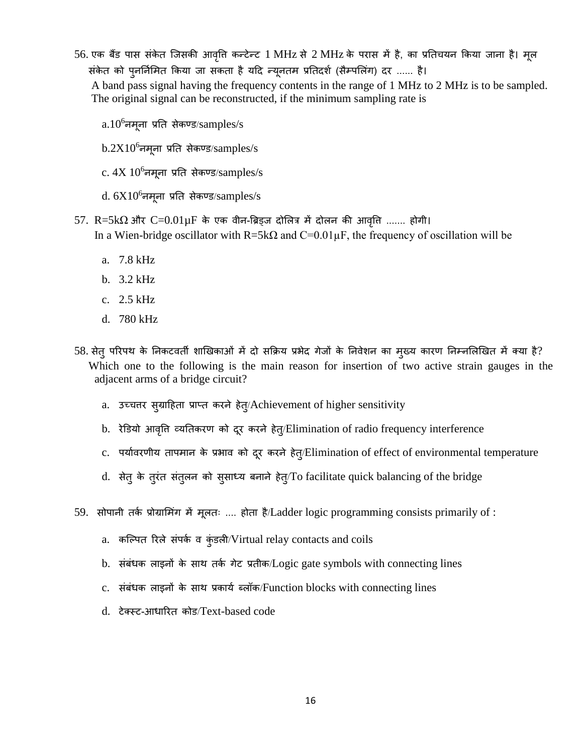56. एक बैंड पास संकेत जिसकी आवृत्ति कन्टेन्ट 1 MHz से 2 MHz के परास में है, का प्रतिचयन किया जाना है। मूल संकेत को पुनर्निमित किया जा सकता है यदि न्यूनतम प्रतिदर्श (सैम्पलिंग) दर ...... है।
A band pass signal having the frequency contents in the range of 1 MHz to 2 MHz is to be sampled. The original signal can be reconstructed, if the minimum sampling rate is

a. $10^6$ नमूना प्रति सेकण्ड/samples/s

b. $2X10^6$ नमूना प्रति सेकण्ड/samples/s

c. $4X\ 10^6$ नमूना प्रति सेकण्ड/samples/s

d. $6X10^6$ नमूना प्रति सेकण्ड/samples/s

57. R=5kΩ और C=0.01μF के एक वीन-ब्रिड्ज दोलित्र में दोलन की आवृत्ति ....... होगी।
In a Wien-bridge oscillator with R=5kΩ and C=0.01μF, the frequency of oscillation will be

a. 7.8 kHz
b. 3.2 kHz
c. 2.5 kHz
d. 780 kHz

58. सेतु परिपथ के निकटवर्ती शाखिकाओं में दो सक्रिय प्रभेद गेजों के निवेशन का मुख्य कारण निम्नलिखित में क्या है?
Which one to the following is the main reason for insertion of two active strain gauges in the adjacent arms of a bridge circuit?

a. उच्चतर सुग्राहिता प्राप्त करने हेतु/Achievement of higher sensitivity
b. रेडियो आवृत्ति व्यतिकरण को दूर करने हेतु/Elimination of radio frequency interference
c. पर्यावरणीय तापमान के प्रभाव को दूर करने हेतु/Elimination of effect of environmental temperature
d. सेतु के तुरंत संतुलन को सुसाध्य बनाने हेतु/To facilitate quick balancing of the bridge

59. सोपानी तर्क प्रोग्रामिंग में मूलतः .... होता है/Ladder logic programming consists primarily of :

a. कल्पित रिले संपर्क व कुंडली/Virtual relay contacts and coils
b. संबंधक लाइनों के साथ तर्क गेट प्रतीक/Logic gate symbols with connecting lines
c. संबंधक लाइनों के साथ प्रकार्य ब्लॉक/Function blocks with connecting lines
d. टेक्स्ट-आधारित कोड/Text-based code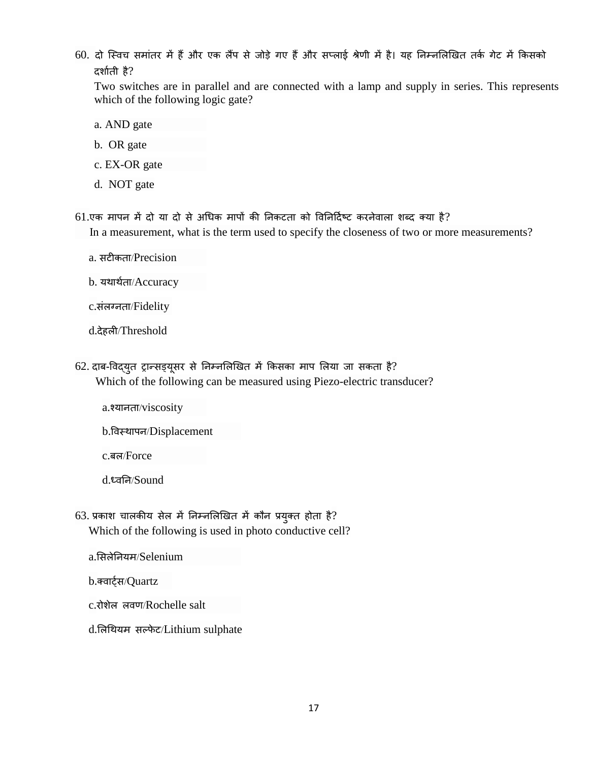60. दो स्विच समांतर में हैं और एक लैंप से जोड़े गए हैं और सप्लाई श्रेणी में है। यह निम्नलिखित तर्क गेट में किसको दर्शाती है?

Two switches are in parallel and are connected with a lamp and supply in series. This represents which of the following logic gate?

a. AND gate

b. OR gate

c. EX-OR gate

d. NOT gate

61. एक मापन में दो या दो से अधिक मापों की निकटता को विनिर्दिष्ट करनेवाला शब्द क्या है?

In a measurement, what is the term used to specify the closeness of two or more measurements?

a. सटीकता/Precision

b. यथार्थता/Accuracy

c. संलग्नता/Fidelity

d. देहली/Threshold

62. दाब-विद्युत ट्रान्सड्यूसर से निम्नलिखित में किसका माप लिया जा सकता है?

Which of the following can be measured using Piezo-electric transducer?

a. श्यानता/viscosity

b. विस्थापन/Displacement

c. बल/Force

d. ध्वनि/Sound

63. प्रकाश चालकीय सेल में निम्नलिखित में कौन प्रयुक्त होता है?

Which of the following is used in photo conductive cell?

a. सिलेनियम/Selenium

b. क्वार्ट्स/Quartz

c. रोशेल लवण/Rochelle salt

d. लिथियम सल्फेट/Lithium sulphate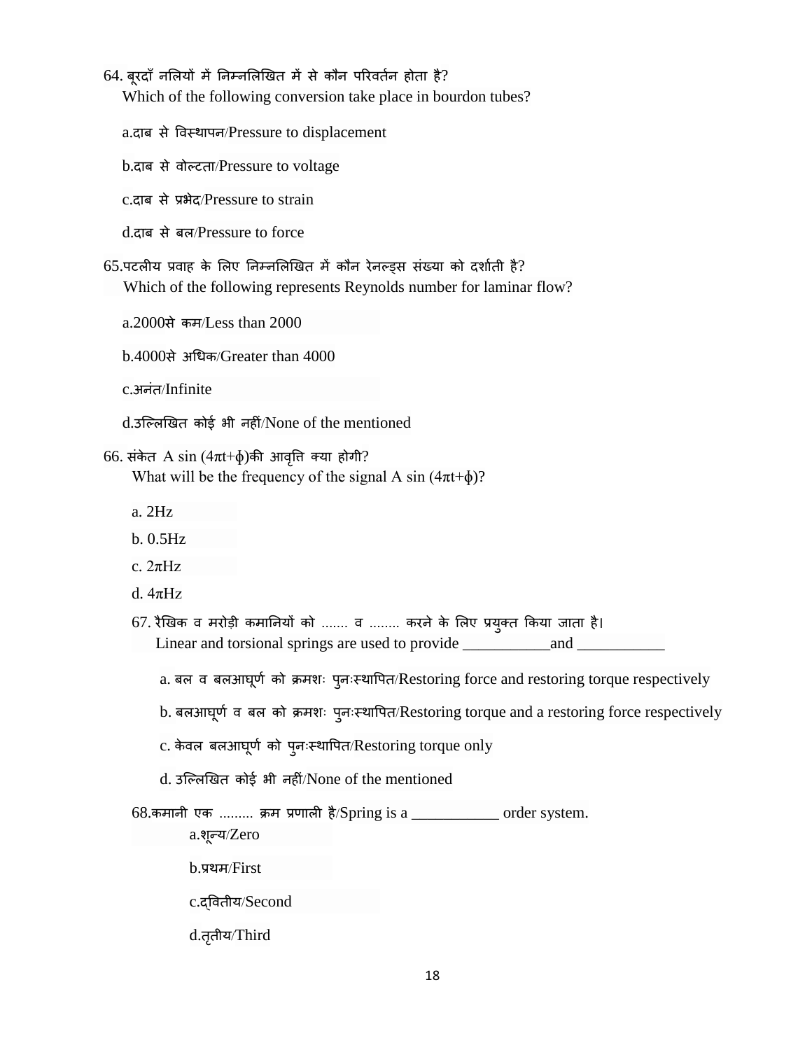64. बूरदाँ नलियों में निम्नलिखित में से कौन परिवर्तन होता है?
Which of the following conversion take place in bourdon tubes?

a.दाब से विस्थापन/Pressure to displacement

b.दाब से वोल्टता/Pressure to voltage

c.दाब से प्रभेद/Pressure to strain

d.दाब से बल/Pressure to force

65.पटलीय प्रवाह के लिए निम्नलिखित में कौन रेनल्ड्स संख्या को दर्शाती है?
Which of the following represents Reynolds number for laminar flow?

a.2000से कम/Less than 2000

b.4000से अधिक/Greater than 4000

c.अनंत/Infinite

d.उल्लिखित कोई भी नहीं/None of the mentioned

66. संकेत A sin $(4\pi t+\phi)$की आवृत्ति क्या होगी?
What will be the frequency of the signal A sin $(4\pi t+\phi)$?

a. 2Hz

b. 0.5Hz

c. $2\pi$Hz

d. $4\pi$Hz

67. रैखिक व मरोड़ी कमानियों को ....... व ........ करने के लिए प्रयुक्त किया जाता है।
Linear and torsional springs are used to provide ___________and ___________

a. बल व बलआघूर्ण को क्रमशः पुनःस्थापित/Restoring force and restoring torque respectively

b. बलआघूर्ण व बल को क्रमशः पुनःस्थापित/Restoring torque and a restoring force respectively

c. केवल बलआघूर्ण को पुनःस्थापित/Restoring torque only

d. उल्लिखित कोई भी नहीं/None of the mentioned

68.कमानी एक ......... क्रम प्रणाली है/Spring is a ___________ order system.

a.शून्य/Zero

b.प्रथम/First

c.द्वितीय/Second

d.तृतीय/Third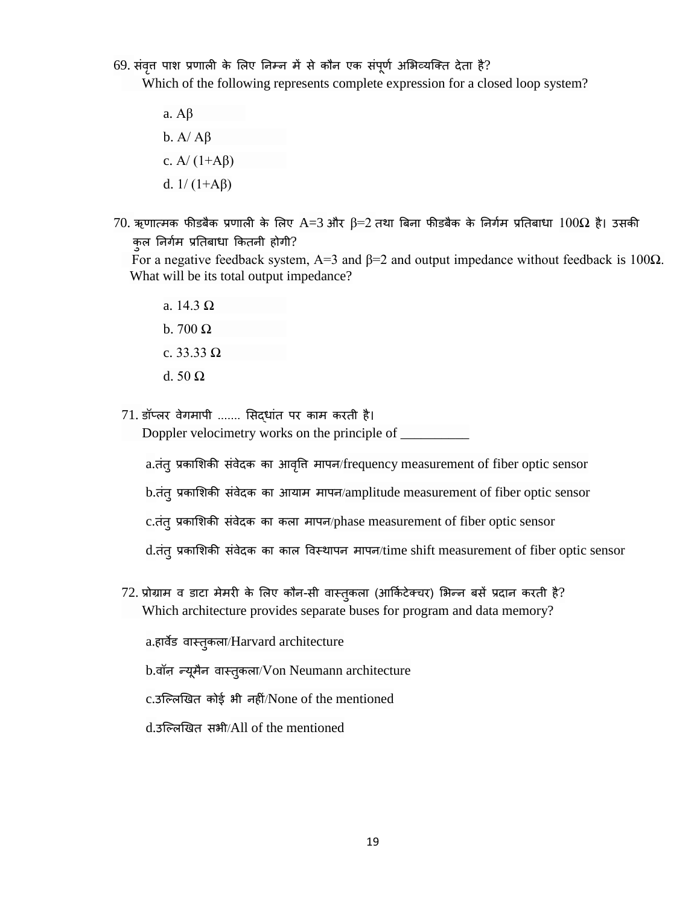69. संवृत्त पाश प्रणाली के लिए निम्न में से कौन एक संपूर्ण अभिव्यक्ति देता है?
    Which of the following represents complete expression for a closed loop system?

    a. $A\beta$

    b. $A/A\beta$

    c. $A/(1+A\beta)$

    d. $1/(1+A\beta)$

70. ऋणात्मक फीडबैक प्रणाली के लिए $A=3$ और $\beta=2$ तथा बिना फीडबैक के निर्गम प्रतिबाधा $100\Omega$ है। उसकी कुल निर्गम प्रतिबाधा कितनी होगी?
    For a negative feedback system, $A=3$ and $\beta=2$ and output impedance without feedback is $100\Omega$. What will be its total output impedance?

    a. $14.3\ \Omega$

    b. $700\ \Omega$

    c. $33.33\ \Omega$

    d. $50\ \Omega$

71. डॉप्लर वेगमापी ....... सिद्धांत पर काम करती है।
    Doppler velocimetry works on the principle of __________

    a.तंतु प्रकाशिकी संवेदक का आवृत्ति मापन/frequency measurement of fiber optic sensor

    b.तंतु प्रकाशिकी संवेदक का आयाम मापन/amplitude measurement of fiber optic sensor

    c.तंतु प्रकाशिकी संवेदक का कला मापन/phase measurement of fiber optic sensor

    d.तंतु प्रकाशिकी संवेदक का काल विस्थापन मापन/time shift measurement of fiber optic sensor

72. प्रोग्राम व डाटा मेमरी के लिए कौन-सी वास्तुकला (आर्किटेक्चर) भिन्न बसें प्रदान करती है?
    Which architecture provides separate buses for program and data memory?

    a.हार्वेड वास्तुकला/Harvard architecture

    b.वॉन न्यूमैन वास्तुकला/Von Neumann architecture

    c.उल्लिखित कोई भी नहीं/None of the mentioned

    d.उल्लिखित सभी/All of the mentioned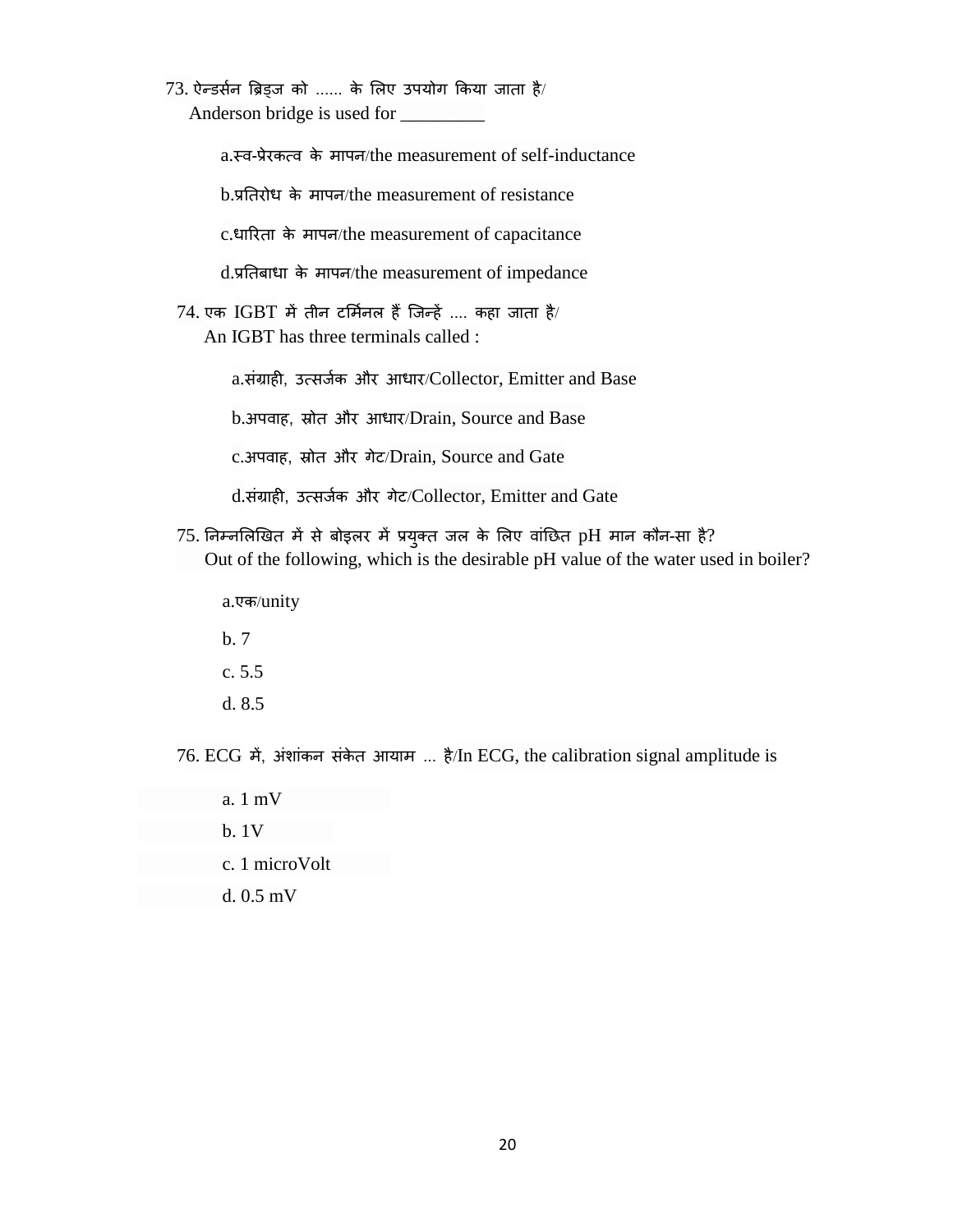73. ऐन्डर्सन ब्रिड्ज को ...... के लिए उपयोग किया जाता है/
Anderson bridge is used for _________

a.स्व-प्रेरकत्व के मापन/the measurement of self-inductance

b.प्रतिरोध के मापन/the measurement of resistance

c.धारिता के मापन/the measurement of capacitance

d.प्रतिबाधा के मापन/the measurement of impedance

74. एक IGBT में तीन टर्मिनल हैं जिन्हें .... कहा जाता है/
An IGBT has three terminals called :

a.संग्राही, उत्सर्जक और आधार/Collector, Emitter and Base

b.अपवाह, स्रोत और आधार/Drain, Source and Base

c.अपवाह, स्रोत और गेट/Drain, Source and Gate

d.संग्राही, उत्सर्जक और गेट/Collector, Emitter and Gate

75. निम्नलिखित में से बोइलर में प्रयुक्त जल के लिए वांछित pH मान कौन-सा है?
Out of the following, which is the desirable pH value of the water used in boiler?

a.एक/unity

b. 7

c. 5.5

d. 8.5

76. ECG में, अंशांकन संकेत आयाम ... है/In ECG, the calibration signal amplitude is

a. 1 mV

b. 1V

c. 1 microVolt

d. 0.5 mV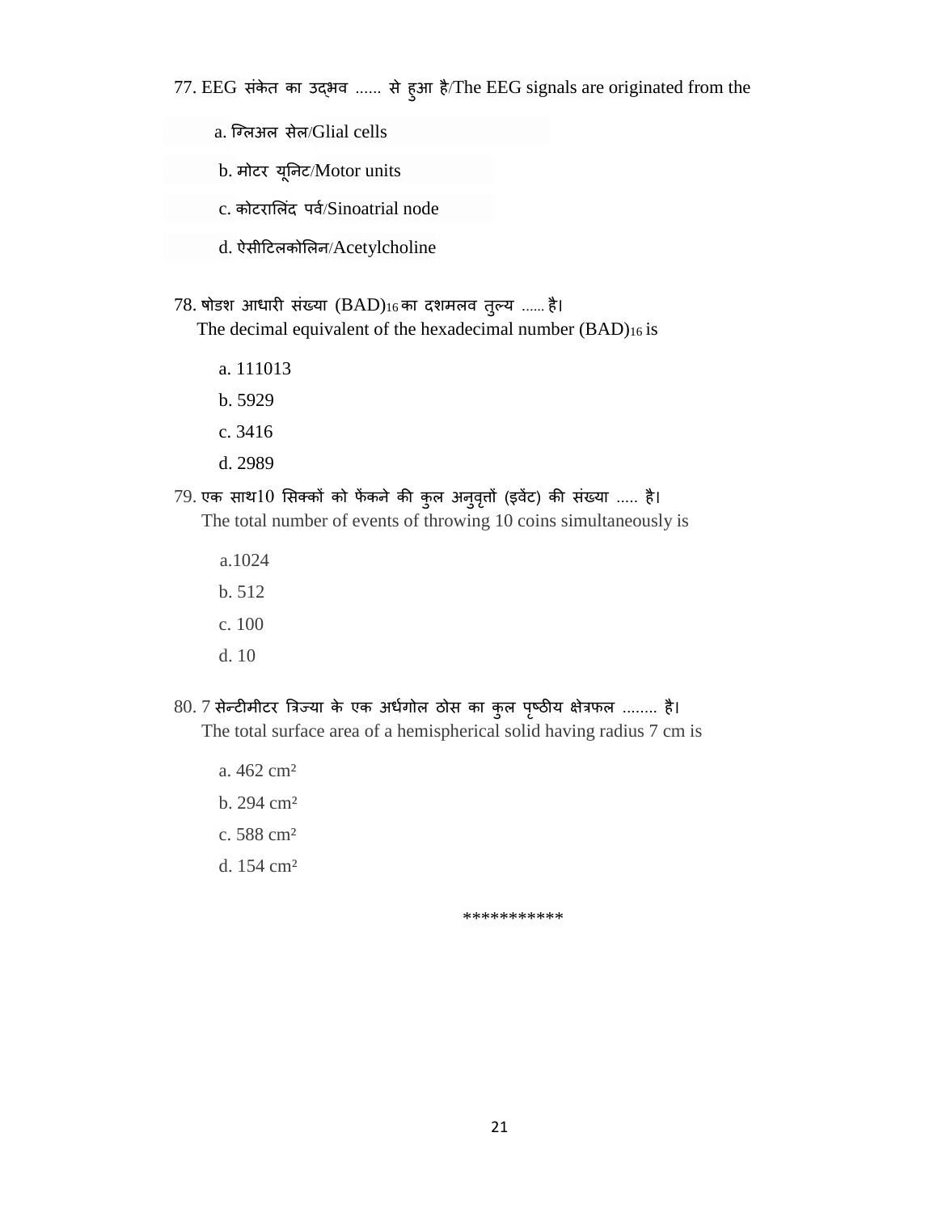77. EEG संकेत का उद्भव ...... से हुआ है/The EEG signals are originated from the

a. ग्लिअल सेल/Glial cells

b. मोटर यूनिट/Motor units

c. कोटरालिंद पर्व/Sinoatrial node

d. ऐसीटिलकोलिन/Acetylcholine

78. षोडश आधारी संख्या $(BAD)_{16}$ का दशमलव तुल्य ...... है।
The decimal equivalent of the hexadecimal number $(BAD)_{16}$ is

a. 111013

b. 5929

c. 3416

d. 2989

79. एक साथ10 सिक्कों को फेंकने की कुल अनुवृत्तों (इवेंट) की संख्या ..... है।
The total number of events of throwing 10 coins simultaneously is

a.1024

b. 512

c. 100

d. 10

80. 7 सेन्टीमीटर त्रिज्या के एक अर्धगोल ठोस का कुल पृष्ठीय क्षेत्रफल ........ है।
The total surface area of a hemispherical solid having radius 7 cm is

a. 462 $cm^2$

b. 294 $cm^2$

c. 588 $cm^2$

d. 154 $cm^2$

**********